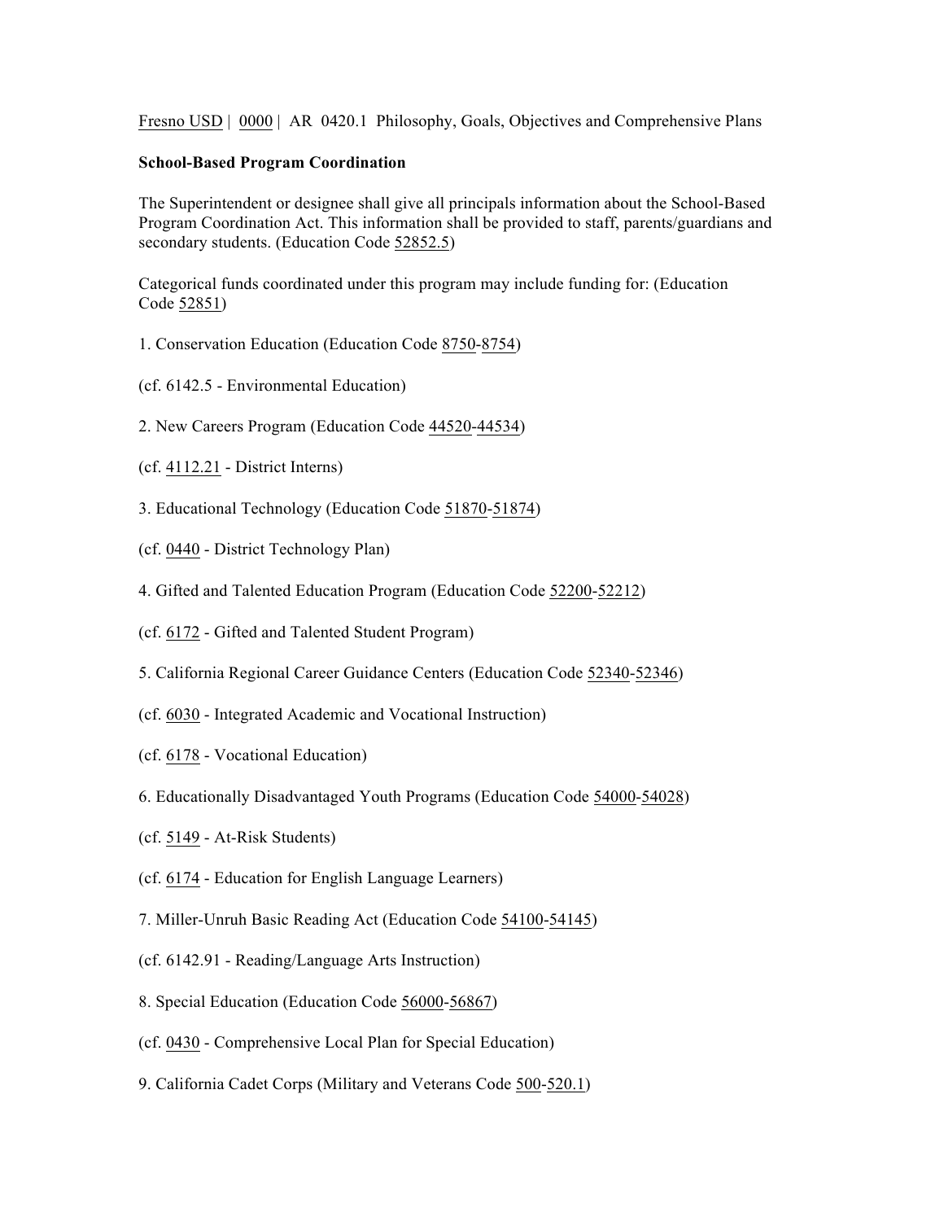Fresno USD | 0000 | AR 0420.1 Philosophy, Goals, Objectives and Comprehensive Plans

**School-Based Program Coordination**

The Superintendent or designee shall give all principals information about the School-Based Program Coordination Act. This information shall be provided to staff, parents/guardians and secondary students. (Education Code 52852.5)

Categorical funds coordinated under this program may include funding for: (Education Code 52851)

1. Conservation Education (Education Code 8750-8754)

(cf. 6142.5 - Environmental Education)

2. New Careers Program (Education Code 44520-44534)

(cf. 4112.21 - District Interns)

3. Educational Technology (Education Code 51870-51874)

(cf. 0440 - District Technology Plan)

4. Gifted and Talented Education Program (Education Code 52200-52212)

(cf. 6172 - Gifted and Talented Student Program)

5. California Regional Career Guidance Centers (Education Code 52340-52346)

(cf. 6030 - Integrated Academic and Vocational Instruction)

(cf. 6178 - Vocational Education)

6. Educationally Disadvantaged Youth Programs (Education Code 54000-54028)

(cf. 5149 - At-Risk Students)

(cf. 6174 - Education for English Language Learners)

7. Miller-Unruh Basic Reading Act (Education Code 54100-54145)

(cf. 6142.91 - Reading/Language Arts Instruction)

8. Special Education (Education Code 56000-56867)

(cf. 0430 - Comprehensive Local Plan for Special Education)

9. California Cadet Corps (Military and Veterans Code 500-520.1)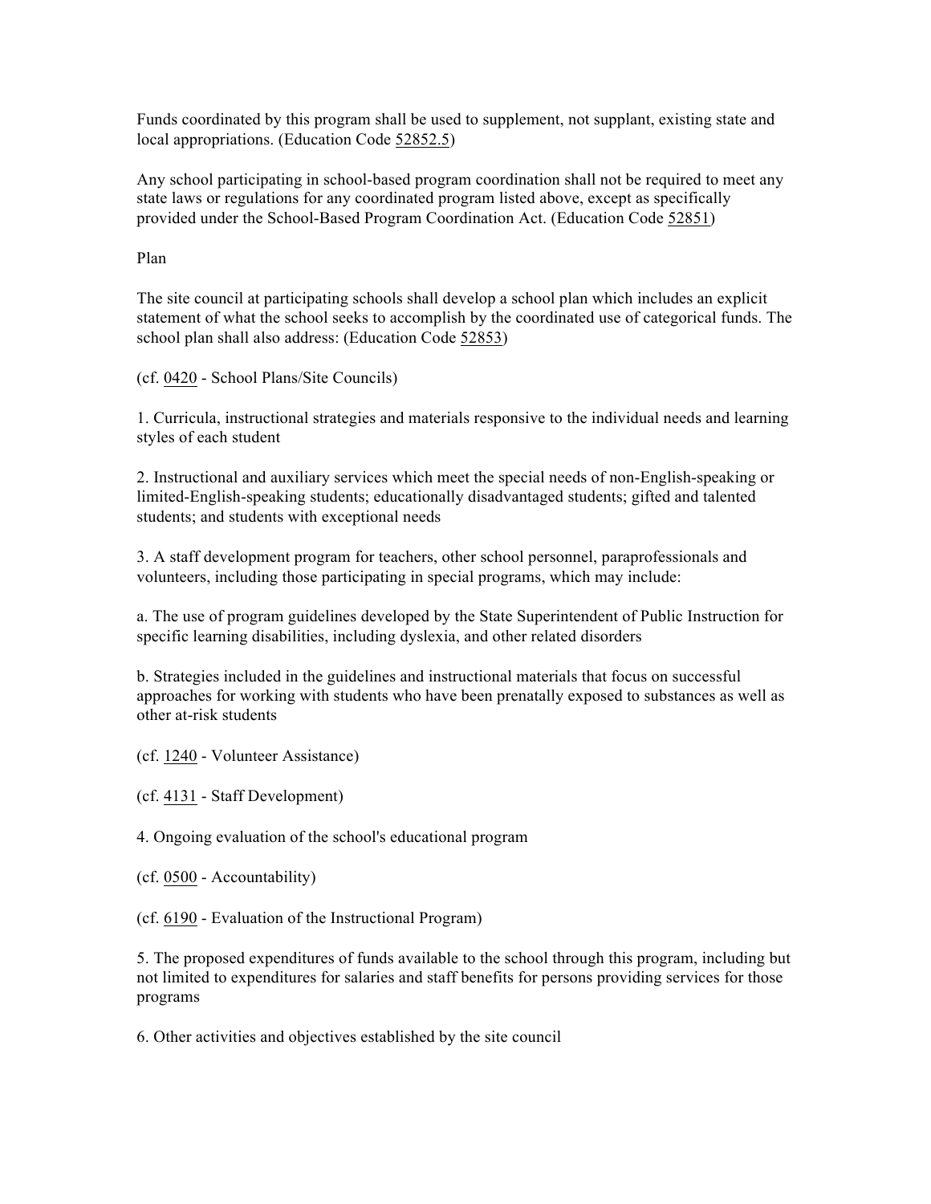Funds coordinated by this program shall be used to supplement, not supplant, existing state and local appropriations. (Education Code 52852.5)

Any school participating in school-based program coordination shall not be required to meet any state laws or regulations for any coordinated program listed above, except as specifically provided under the School-Based Program Coordination Act. (Education Code 52851)

Plan

The site council at participating schools shall develop a school plan which includes an explicit statement of what the school seeks to accomplish by the coordinated use of categorical funds. The school plan shall also address: (Education Code 52853)

(cf. 0420 - School Plans/Site Councils)

1. Curricula, instructional strategies and materials responsive to the individual needs and learning styles of each student

2. Instructional and auxiliary services which meet the special needs of non-English-speaking or limited-English-speaking students; educationally disadvantaged students; gifted and talented students; and students with exceptional needs

3. A staff development program for teachers, other school personnel, paraprofessionals and volunteers, including those participating in special programs, which may include:

a. The use of program guidelines developed by the State Superintendent of Public Instruction for specific learning disabilities, including dyslexia, and other related disorders

b. Strategies included in the guidelines and instructional materials that focus on successful approaches for working with students who have been prenatally exposed to substances as well as other at-risk students

(cf. 1240 - Volunteer Assistance)

(cf. 4131 - Staff Development)

4. Ongoing evaluation of the school's educational program

(cf. 0500 - Accountability)

(cf. 6190 - Evaluation of the Instructional Program)

5. The proposed expenditures of funds available to the school through this program, including but not limited to expenditures for salaries and staff benefits for persons providing services for those programs

6. Other activities and objectives established by the site council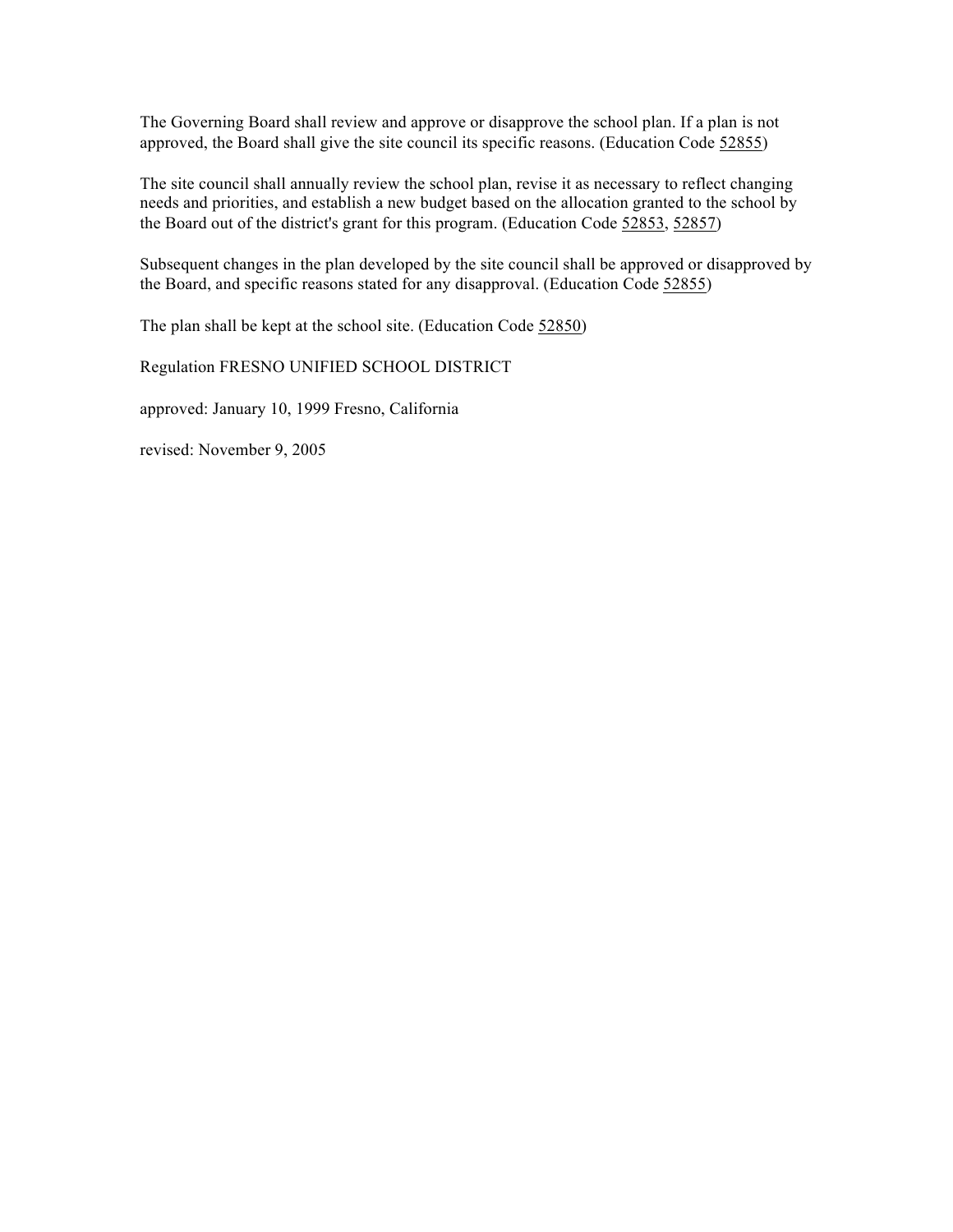The Governing Board shall review and approve or disapprove the school plan. If a plan is not approved, the Board shall give the site council its specific reasons. (Education Code 52855)

The site council shall annually review the school plan, revise it as necessary to reflect changing needs and priorities, and establish a new budget based on the allocation granted to the school by the Board out of the district's grant for this program. (Education Code 52853, 52857)

Subsequent changes in the plan developed by the site council shall be approved or disapproved by the Board, and specific reasons stated for any disapproval. (Education Code 52855)

The plan shall be kept at the school site. (Education Code 52850)

Regulation FRESNO UNIFIED SCHOOL DISTRICT

approved: January 10, 1999 Fresno, California

revised: November 9, 2005